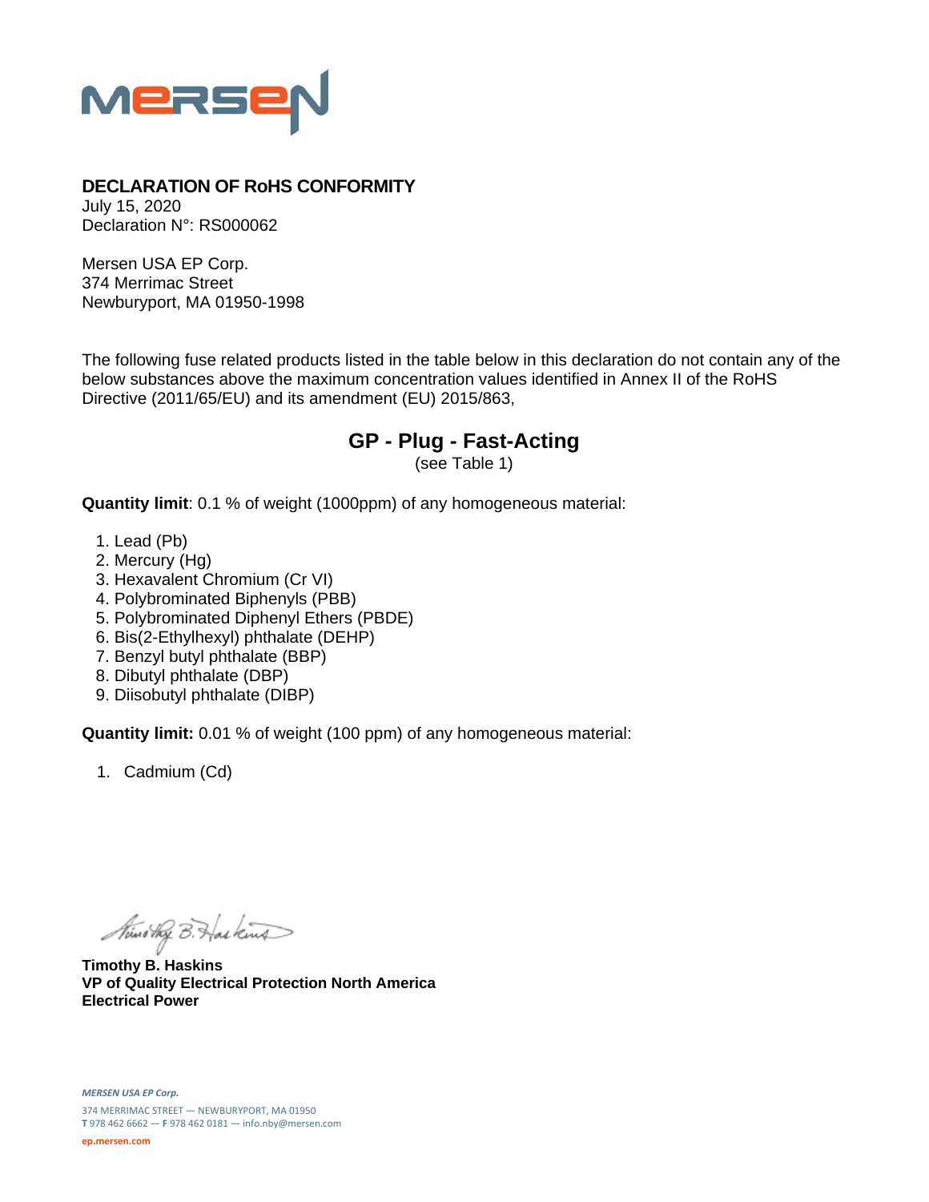MERSEN

**DECLARATION OF RoHS CONFORMITY**
July 15, 2020
Declaration N°: RS000062

Mersen USA EP Corp.
374 Merrimac Street
Newburyport, MA 01950-1998

The following fuse related products listed in the table below in this declaration do not contain any of the below substances above the maximum concentration values identified in Annex II of the RoHS Directive (2011/65/EU) and its amendment (EU) 2015/863,

## GP - Plug - Fast-Acting

(see Table 1)

**Quantity limit**: 0.1 % of weight (1000ppm) of any homogeneous material:

1. Lead (Pb)
2. Mercury (Hg)
3. Hexavalent Chromium (Cr VI)
4. Polybrominated Biphenyls (PBB)
5. Polybrominated Diphenyl Ethers (PBDE)
6. Bis(2-Ethylhexyl) phthalate (DEHP)
7. Benzyl butyl phthalate (BBP)
8. Dibutyl phthalate (DBP)
9. Diisobutyl phthalate (DIBP)

**Quantity limit:** 0.01 % of weight (100 ppm) of any homogeneous material:

1. Cadmium (Cd)

**Timothy B. Haskins**
**VP of Quality Electrical Protection North America**
**Electrical Power**

*MERSEN USA EP Corp.*
374 MERRIMAC STREET — NEWBURYPORT, MA 01950
**T** 978 462 6662 — **F** 978 462 0181 — info.nby@mersen.com
**ep.mersen.com**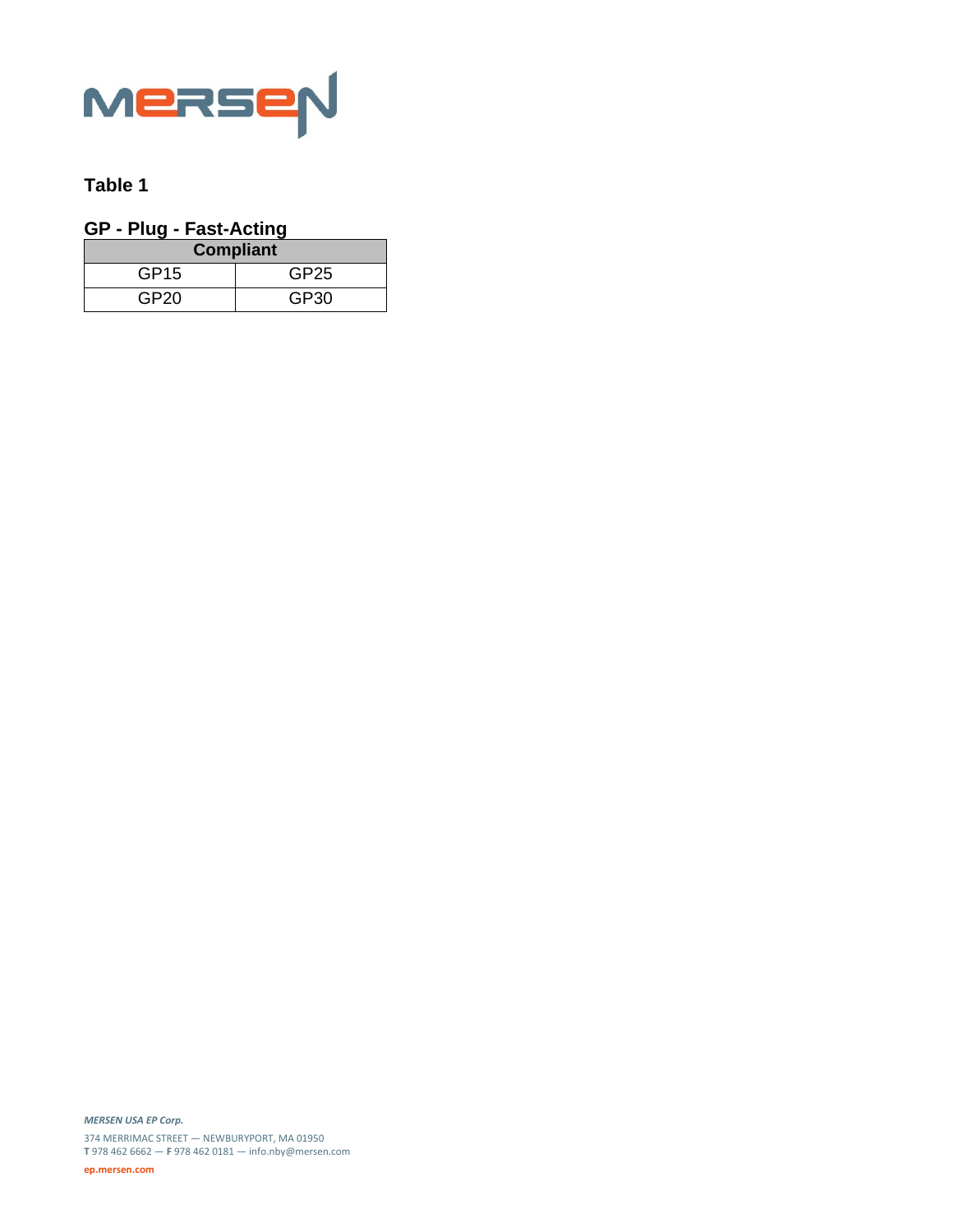## Table 1

### GP - Plug - Fast-Acting

| Compliant | |
|---|---|
| GP15 | GP25 |
| GP20 | GP30 |

*MERSEN USA EP Corp.*

374 MERRIMAC STREET — NEWBURYPORT, MA 01950
**T** 978 462 6662 — **F** 978 462 0181 — info.nby@mersen.com

**ep.mersen.com**